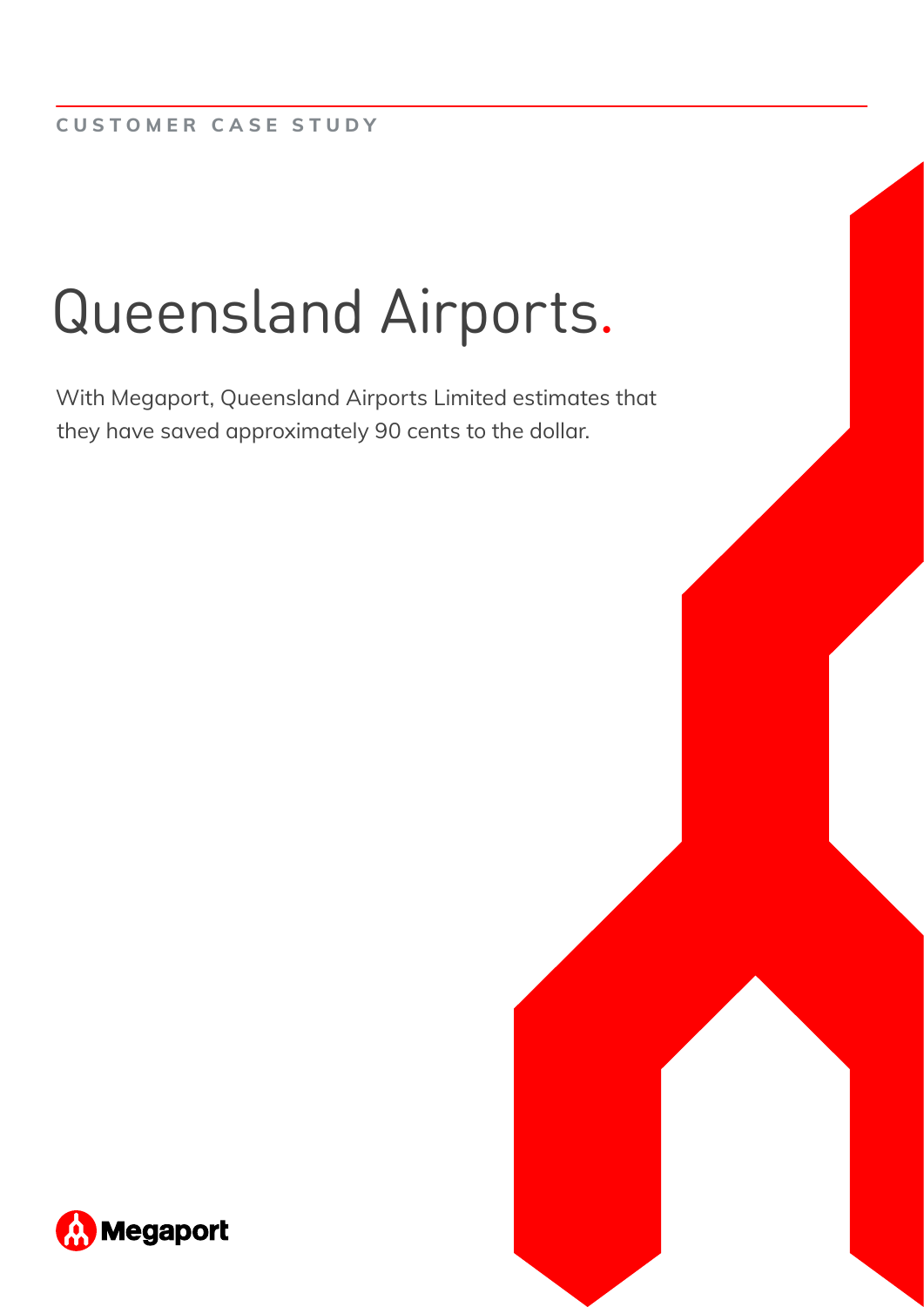CUSTOMER CASE STUDY

# Queensland Airports.

With Megaport, Queensland Airports Limited estimates that they have saved approximately 90 cents to the dollar.

Megaport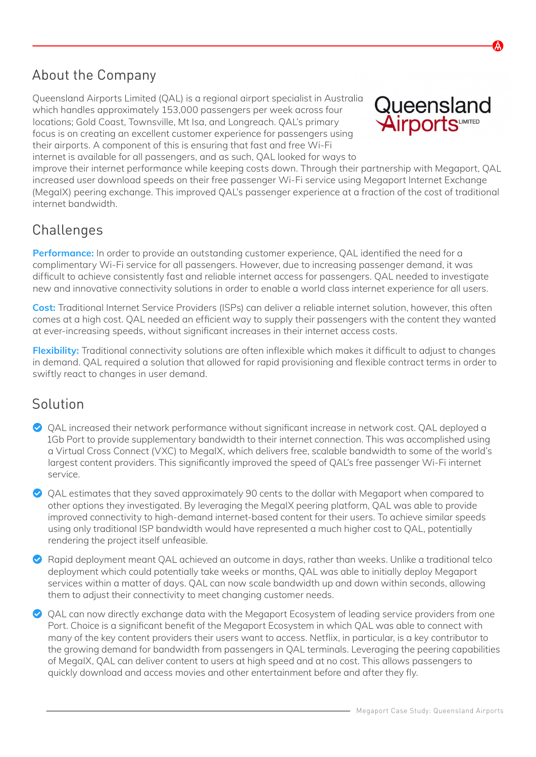## About the Company

Queensland Airports Limited (QAL) is a regional airport specialist in Australia which handles approximately 153,000 passengers per week across four locations; Gold Coast, Townsville, Mt Isa, and Longreach. QAL's primary focus is on creating an excellent customer experience for passengers using their airports. A component of this is ensuring that fast and free Wi-Fi internet is available for all passengers, and as such, QAL looked for ways to improve their internet performance while keeping costs down. Through their partnership with Megaport, QAL increased user download speeds on their free passenger Wi-Fi service using Megaport Internet Exchange (MegaIX) peering exchange. This improved QAL's passenger experience at a fraction of the cost of traditional internet bandwidth.

## Challenges

**Performance:** In order to provide an outstanding customer experience, QAL identified the need for a complimentary Wi-Fi service for all passengers. However, due to increasing passenger demand, it was difficult to achieve consistently fast and reliable internet access for passengers. QAL needed to investigate new and innovative connectivity solutions in order to enable a world class internet experience for all users.

**Cost:** Traditional Internet Service Providers (ISPs) can deliver a reliable internet solution, however, this often comes at a high cost. QAL needed an efficient way to supply their passengers with the content they wanted at ever-increasing speeds, without significant increases in their internet access costs.

**Flexibility:** Traditional connectivity solutions are often inflexible which makes it difficult to adjust to changes in demand. QAL required a solution that allowed for rapid provisioning and flexible contract terms in order to swiftly react to changes in user demand.

## Solution

- QAL increased their network performance without significant increase in network cost. QAL deployed a 1Gb Port to provide supplementary bandwidth to their internet connection. This was accomplished using a Virtual Cross Connect (VXC) to MegaIX, which delivers free, scalable bandwidth to some of the world's largest content providers. This significantly improved the speed of QAL's free passenger Wi-Fi internet service.
- QAL estimates that they saved approximately 90 cents to the dollar with Megaport when compared to other options they investigated. By leveraging the MegaIX peering platform, QAL was able to provide improved connectivity to high-demand internet-based content for their users. To achieve similar speeds using only traditional ISP bandwidth would have represented a much higher cost to QAL, potentially rendering the project itself unfeasible.
- Rapid deployment meant QAL achieved an outcome in days, rather than weeks. Unlike a traditional telco deployment which could potentially take weeks or months, QAL was able to initially deploy Megaport services within a matter of days. QAL can now scale bandwidth up and down within seconds, allowing them to adjust their connectivity to meet changing customer needs.
- QAL can now directly exchange data with the Megaport Ecosystem of leading service providers from one Port. Choice is a significant benefit of the Megaport Ecosystem in which QAL was able to connect with many of the key content providers their users want to access. Netflix, in particular, is a key contributor to the growing demand for bandwidth from passengers in QAL terminals. Leveraging the peering capabilities of MegaIX, QAL can deliver content to users at high speed and at no cost. This allows passengers to quickly download and access movies and other entertainment before and after they fly.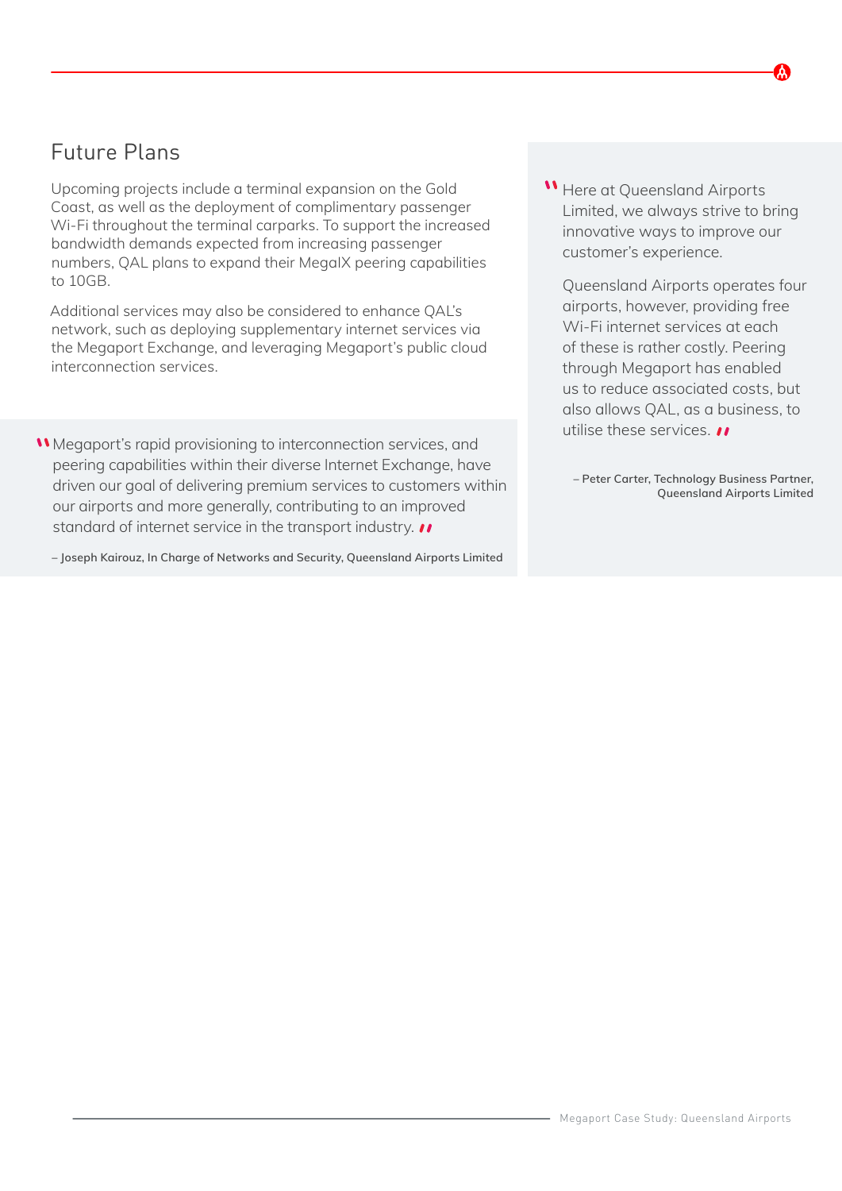## Future Plans

Upcoming projects include a terminal expansion on the Gold Coast, as well as the deployment of complimentary passenger Wi-Fi throughout the terminal carparks. To support the increased bandwidth demands expected from increasing passenger numbers, QAL plans to expand their MegaIX peering capabilities to 10GB.

Additional services may also be considered to enhance QAL's network, such as deploying supplementary internet services via the Megaport Exchange, and leveraging Megaport's public cloud interconnection services.

> "Megaport's rapid provisioning to interconnection services, and peering capabilities within their diverse Internet Exchange, have driven our goal of delivering premium services to customers within our airports and more generally, contributing to an improved standard of internet service in the transport industry."
>
> – **Joseph Kairouz, In Charge of Networks and Security, Queensland Airports Limited**

> "Here at Queensland Airports Limited, we always strive to bring innovative ways to improve our customer's experience.
>
> Queensland Airports operates four airports, however, providing free Wi-Fi internet services at each of these is rather costly. Peering through Megaport has enabled us to reduce associated costs, but also allows QAL, as a business, to utilise these services."
>
> – **Peter Carter, Technology Business Partner, Queensland Airports Limited**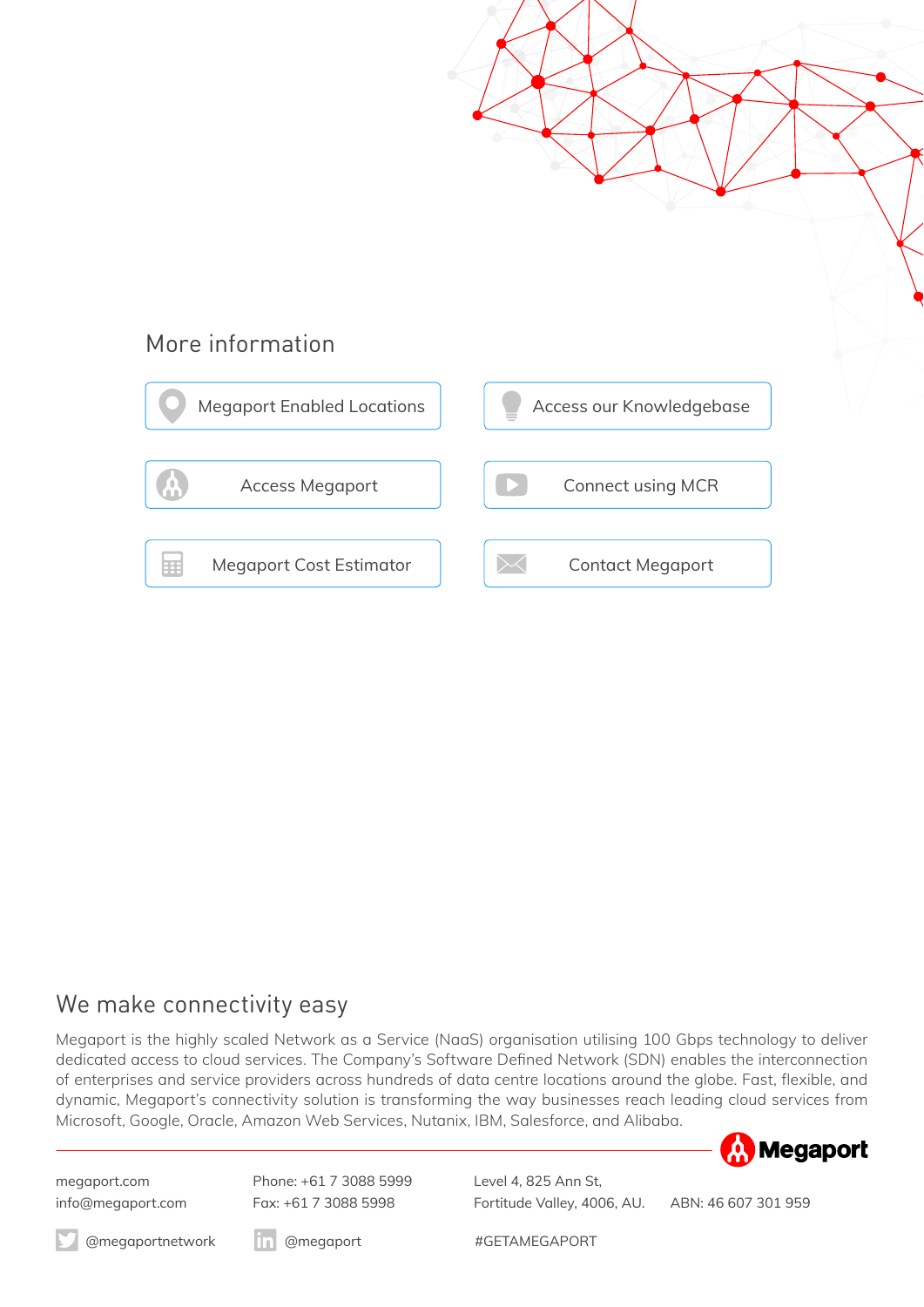## More information

- Megaport Enabled Locations
- Access our Knowledgebase
- Access Megaport
- Connect using MCR
- Megaport Cost Estimator
- Contact Megaport

## We make connectivity easy

Megaport is the highly scaled Network as a Service (NaaS) organisation utilising 100 Gbps technology to deliver dedicated access to cloud services. The Company's Software Defined Network (SDN) enables the interconnection of enterprises and service providers across hundreds of data centre locations around the globe. Fast, flexible, and dynamic, Megaport's connectivity solution is transforming the way businesses reach leading cloud services from Microsoft, Google, Oracle, Amazon Web Services, Nutanix, IBM, Salesforce, and Alibaba.

Megaport

megaport.com
info@megaport.com

Phone: +61 7 3088 5999
Fax: +61 7 3088 5998

Level 4, 825 Ann St,
Fortitude Valley, 4006, AU.

ABN: 46 607 301 959

@megaportnetwork

@megaport

#GETAMEGAPORT